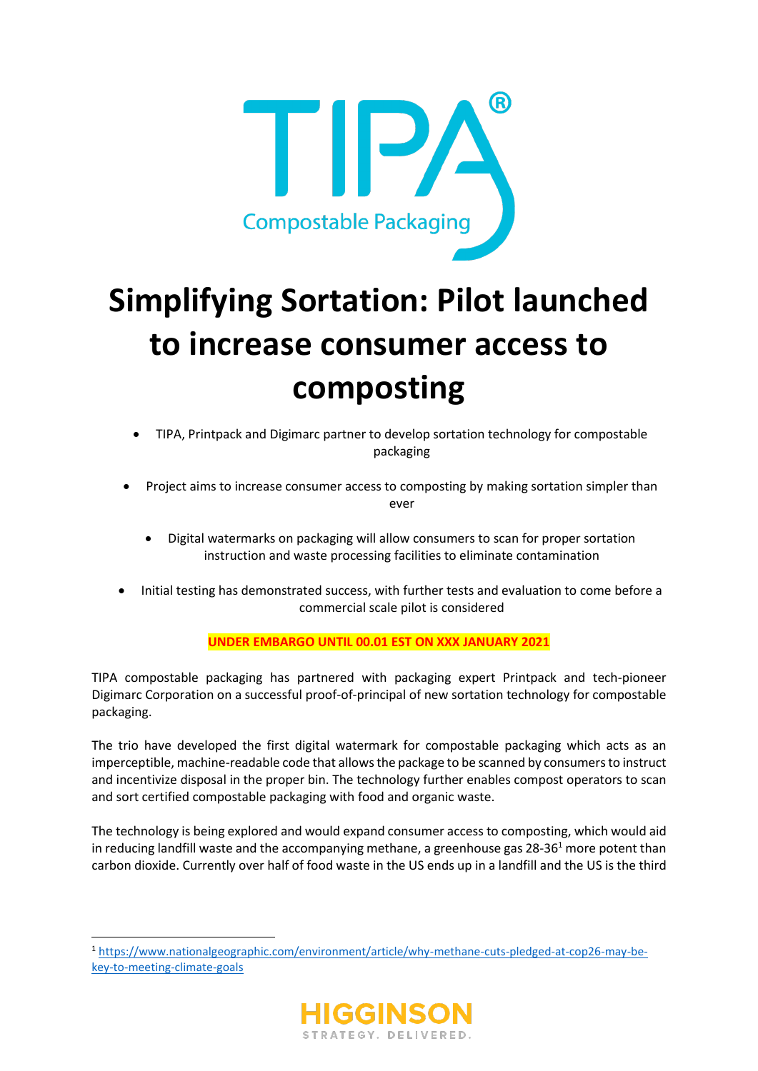# Simplifying Sortation: Pilot launched to increase consumer access to composting

- TIPA, Printpack and Digimarc partner to develop sortation technology for compostable packaging
- Project aims to increase consumer access to composting by making sortation simpler than ever
- Digital watermarks on packaging will allow consumers to scan for proper sortation instruction and waste processing facilities to eliminate contamination
- Initial testing has demonstrated success, with further tests and evaluation to come before a commercial scale pilot is considered

**UNDER EMBARGO UNTIL 00.01 EST ON XXX JANUARY 2021**

TIPA compostable packaging has partnered with packaging expert Printpack and tech-pioneer Digimarc Corporation on a successful proof-of-principal of new sortation technology for compostable packaging.

The trio have developed the first digital watermark for compostable packaging which acts as an imperceptible, machine-readable code that allows the package to be scanned by consumers to instruct and incentivize disposal in the proper bin. The technology further enables compost operators to scan and sort certified compostable packaging with food and organic waste.

The technology is being explored and would expand consumer access to composting, which would aid in reducing landfill waste and the accompanying methane, a greenhouse gas 28-36[1] more potent than carbon dioxide. Currently over half of food waste in the US ends up in a landfill and the US is the third

[1] https://www.nationalgeographic.com/environment/article/why-methane-cuts-pledged-at-cop26-may-be-key-to-meeting-climate-goals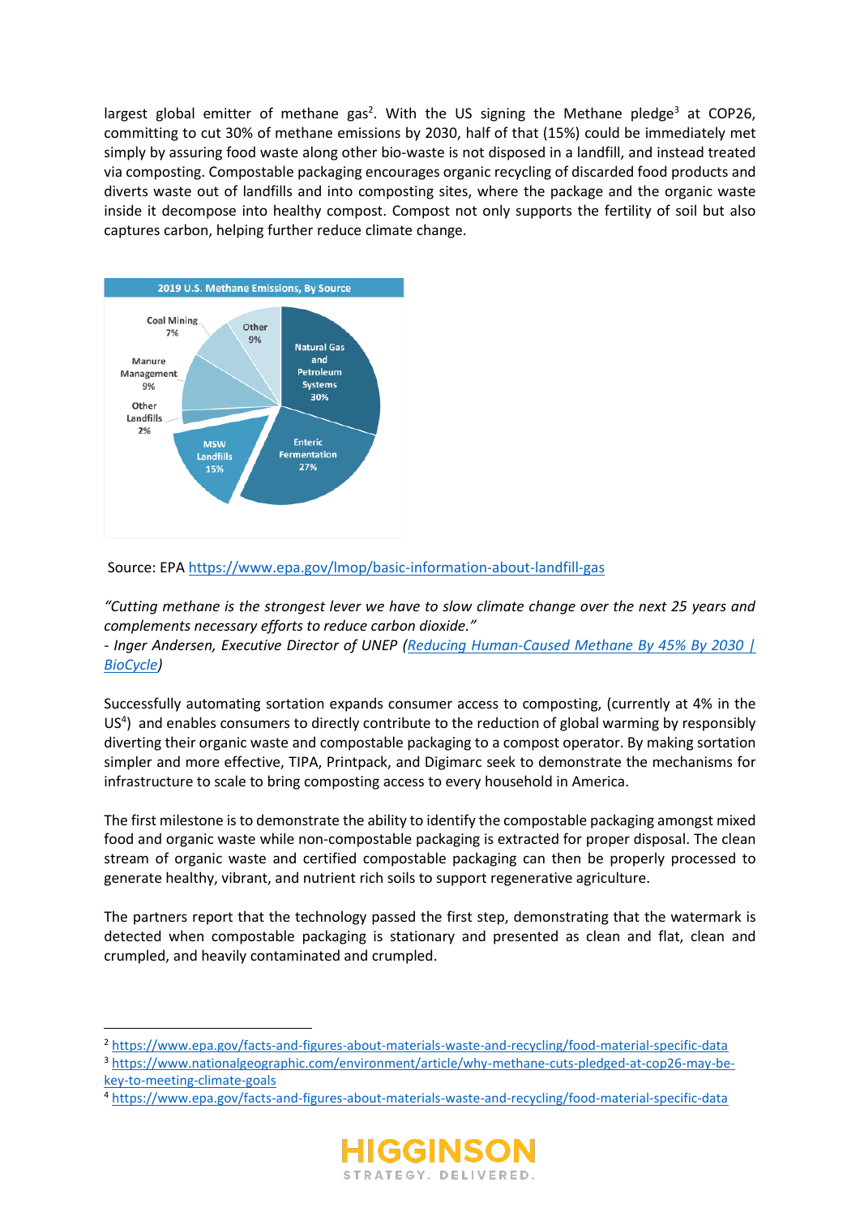largest global emitter of methane gas[2]. With the US signing the Methane pledge[3] at COP26, committing to cut 30% of methane emissions by 2030, half of that (15%) could be immediately met simply by assuring food waste along other bio-waste is not disposed in a landfill, and instead treated via composting. Compostable packaging encourages organic recycling of discarded food products and diverts waste out of landfills and into composting sites, where the package and the organic waste inside it decompose into healthy compost. Compost not only supports the fertility of soil but also captures carbon, helping further reduce climate change.

**2019 U.S. Methane Emissions, By Source**

| Source | Share |
|---|---|
| Natural Gas and Petroleum Systems | 30% |
| Enteric Fermentation | 27% |
| MSW Landfills | 15% |
| Other Landfills | 2% |
| Manure Management | 9% |
| Coal Mining | 7% |
| Other | 9% |

Source: EPA [https://www.epa.gov/lmop/basic-information-about-landfill-gas](https://www.epa.gov/lmop/basic-information-about-landfill-gas)

*"Cutting methane is the strongest lever we have to slow climate change over the next 25 years and complements necessary efforts to reduce carbon dioxide."*
*- Inger Andersen, Executive Director of UNEP ([Reducing Human-Caused Methane By 45% By 2030 | BioCycle](#))*

Successfully automating sortation expands consumer access to composting, (currently at 4% in the US[4]) and enables consumers to directly contribute to the reduction of global warming by responsibly diverting their organic waste and compostable packaging to a compost operator. By making sortation simpler and more effective, TIPA, Printpack, and Digimarc seek to demonstrate the mechanisms for infrastructure to scale to bring composting access to every household in America.

The first milestone is to demonstrate the ability to identify the compostable packaging amongst mixed food and organic waste while non-compostable packaging is extracted for proper disposal. The clean stream of organic waste and certified compostable packaging can then be properly processed to generate healthy, vibrant, and nutrient rich soils to support regenerative agriculture.

The partners report that the technology passed the first step, demonstrating that the watermark is detected when compostable packaging is stationary and presented as clean and flat, clean and crumpled, and heavily contaminated and crumpled.

---

[2] [https://www.epa.gov/facts-and-figures-about-materials-waste-and-recycling/food-material-specific-data](https://www.epa.gov/facts-and-figures-about-materials-waste-and-recycling/food-material-specific-data)

[3] [https://www.nationalgeographic.com/environment/article/why-methane-cuts-pledged-at-cop26-may-be-key-to-meeting-climate-goals](https://www.nationalgeographic.com/environment/article/why-methane-cuts-pledged-at-cop26-may-be-key-to-meeting-climate-goals)

[4] [https://www.epa.gov/facts-and-figures-about-materials-waste-and-recycling/food-material-specific-data](https://www.epa.gov/facts-and-figures-about-materials-waste-and-recycling/food-material-specific-data)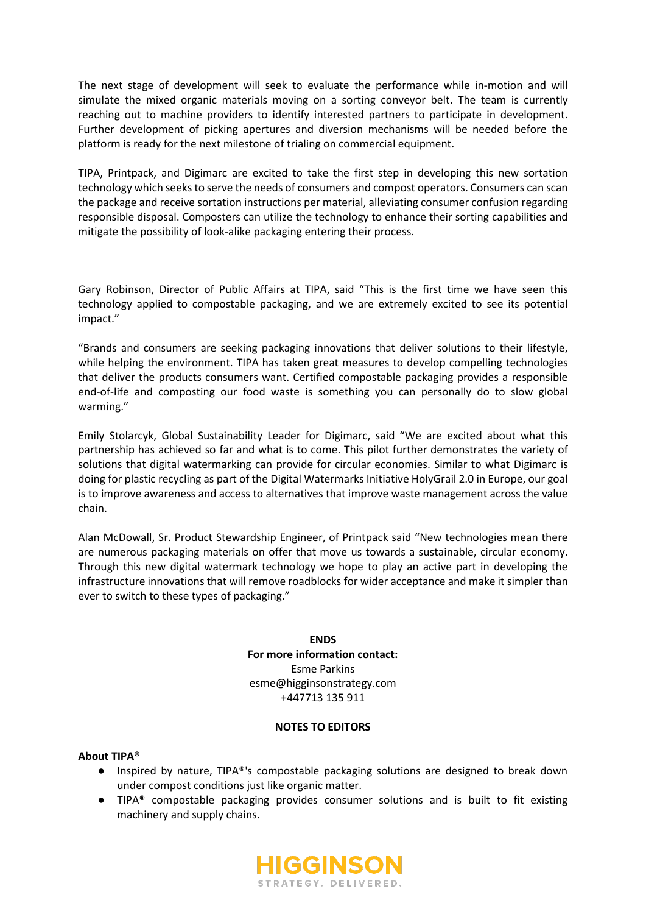The next stage of development will seek to evaluate the performance while in-motion and will simulate the mixed organic materials moving on a sorting conveyor belt. The team is currently reaching out to machine providers to identify interested partners to participate in development. Further development of picking apertures and diversion mechanisms will be needed before the platform is ready for the next milestone of trialing on commercial equipment.

TIPA, Printpack, and Digimarc are excited to take the first step in developing this new sortation technology which seeks to serve the needs of consumers and compost operators. Consumers can scan the package and receive sortation instructions per material, alleviating consumer confusion regarding responsible disposal. Composters can utilize the technology to enhance their sorting capabilities and mitigate the possibility of look-alike packaging entering their process.

Gary Robinson, Director of Public Affairs at TIPA, said “This is the first time we have seen this technology applied to compostable packaging, and we are extremely excited to see its potential impact.”

“Brands and consumers are seeking packaging innovations that deliver solutions to their lifestyle, while helping the environment. TIPA has taken great measures to develop compelling technologies that deliver the products consumers want. Certified compostable packaging provides a responsible end-of-life and composting our food waste is something you can personally do to slow global warming.”

Emily Stolarcyk, Global Sustainability Leader for Digimarc, said “We are excited about what this partnership has achieved so far and what is to come. This pilot further demonstrates the variety of solutions that digital watermarking can provide for circular economies. Similar to what Digimarc is doing for plastic recycling as part of the Digital Watermarks Initiative HolyGrail 2.0 in Europe, our goal is to improve awareness and access to alternatives that improve waste management across the value chain.

Alan McDowall, Sr. Product Stewardship Engineer, of Printpack said “New technologies mean there are numerous packaging materials on offer that move us towards a sustainable, circular economy. Through this new digital watermark technology we hope to play an active part in developing the infrastructure innovations that will remove roadblocks for wider acceptance and make it simpler than ever to switch to these types of packaging.”

**ENDS**

**For more information contact:**

Esme Parkins

esme@higginsonstrategy.com

+447713 135 911

**NOTES TO EDITORS**

**About TIPA®**

- Inspired by nature, TIPA®'s compostable packaging solutions are designed to break down under compost conditions just like organic matter.
- TIPA® compostable packaging provides consumer solutions and is built to fit existing machinery and supply chains.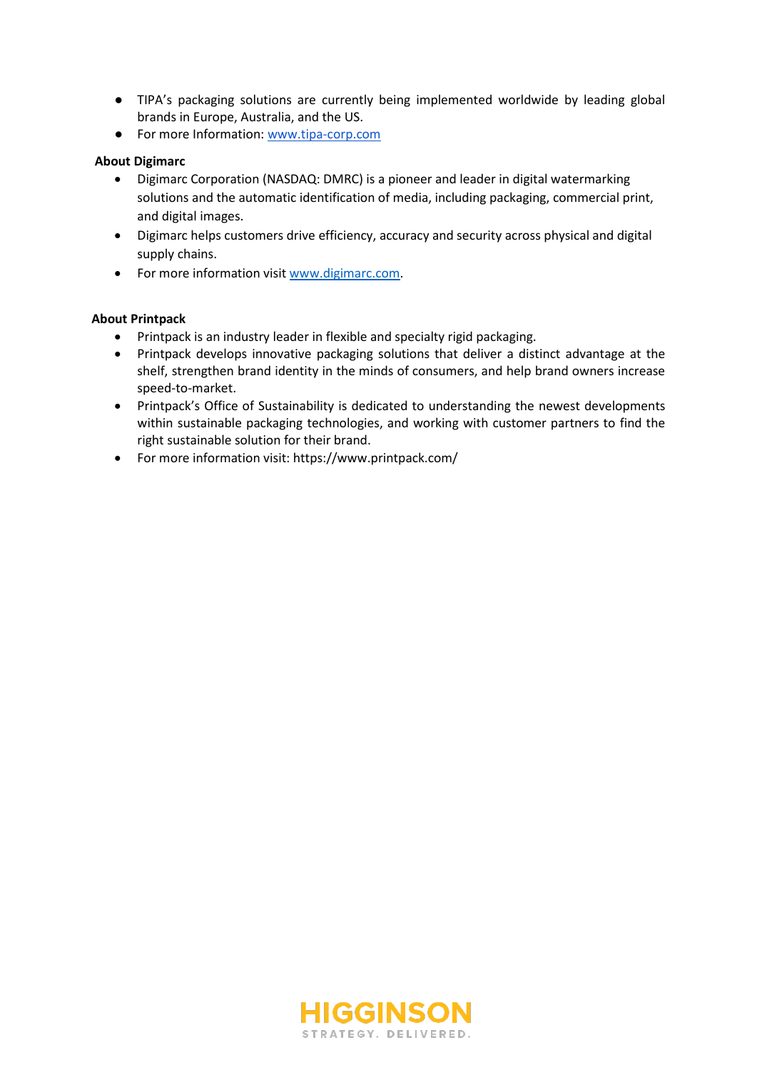- TIPA's packaging solutions are currently being implemented worldwide by leading global brands in Europe, Australia, and the US.
- For more Information: www.tipa-corp.com

**About Digimarc**

- Digimarc Corporation (NASDAQ: DMRC) is a pioneer and leader in digital watermarking solutions and the automatic identification of media, including packaging, commercial print, and digital images.
- Digimarc helps customers drive efficiency, accuracy and security across physical and digital supply chains.
- For more information visit www.digimarc.com.

**About Printpack**

- Printpack is an industry leader in flexible and specialty rigid packaging.
- Printpack develops innovative packaging solutions that deliver a distinct advantage at the shelf, strengthen brand identity in the minds of consumers, and help brand owners increase speed-to-market.
- Printpack's Office of Sustainability is dedicated to understanding the newest developments within sustainable packaging technologies, and working with customer partners to find the right sustainable solution for their brand.
- For more information visit: https://www.printpack.com/